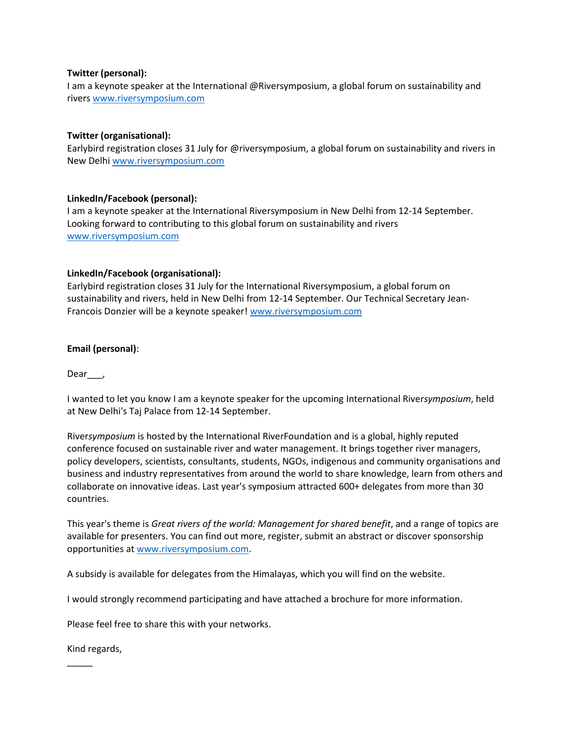**Twitter (personal):**
I am a keynote speaker at the International @Riversymposium, a global forum on sustainability and rivers www.riversymposium.com

**Twitter (organisational):**
Earlybird registration closes 31 July for @riversymposium, a global forum on sustainability and rivers in New Delhi www.riversymposium.com

**LinkedIn/Facebook (personal):**
I am a keynote speaker at the International Riversymposium in New Delhi from 12-14 September. Looking forward to contributing to this global forum on sustainability and rivers www.riversymposium.com

**LinkedIn/Facebook (organisational):**
Earlybird registration closes 31 July for the International Riversymposium, a global forum on sustainability and rivers, held in New Delhi from 12-14 September. Our Technical Secretary Jean-Francois Donzier will be a keynote speaker! www.riversymposium.com

**Email (personal)**:

Dear___,

I wanted to let you know I am a keynote speaker for the upcoming International River*symposium*, held at New Delhi's Taj Palace from 12-14 September.

River*symposium* is hosted by the International RiverFoundation and is a global, highly reputed conference focused on sustainable river and water management. It brings together river managers, policy developers, scientists, consultants, students, NGOs, indigenous and community organisations and business and industry representatives from around the world to share knowledge, learn from others and collaborate on innovative ideas. Last year's symposium attracted 600+ delegates from more than 30 countries.

This year's theme is *Great rivers of the world: Management for shared benefit*, and a range of topics are available for presenters. You can find out more, register, submit an abstract or discover sponsorship opportunities at www.riversymposium.com.

A subsidy is available for delegates from the Himalayas, which you will find on the website.

I would strongly recommend participating and have attached a brochure for more information.

Please feel free to share this with your networks.

Kind regards,

_____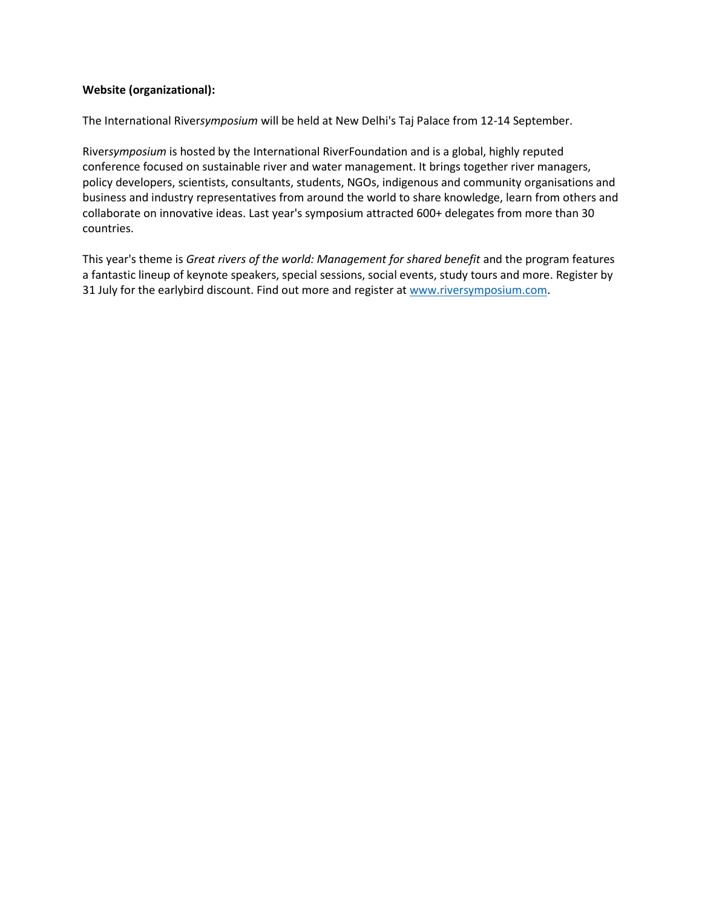**Website (organizational):**

The International River*symposium* will be held at New Delhi's Taj Palace from 12-14 September.

River*symposium* is hosted by the International RiverFoundation and is a global, highly reputed conference focused on sustainable river and water management. It brings together river managers, policy developers, scientists, consultants, students, NGOs, indigenous and community organisations and business and industry representatives from around the world to share knowledge, learn from others and collaborate on innovative ideas. Last year's symposium attracted 600+ delegates from more than 30 countries.

This year's theme is *Great rivers of the world: Management for shared benefit* and the program features a fantastic lineup of keynote speakers, special sessions, social events, study tours and more. Register by 31 July for the earlybird discount. Find out more and register at [www.riversymposium.com](http://www.riversymposium.com).